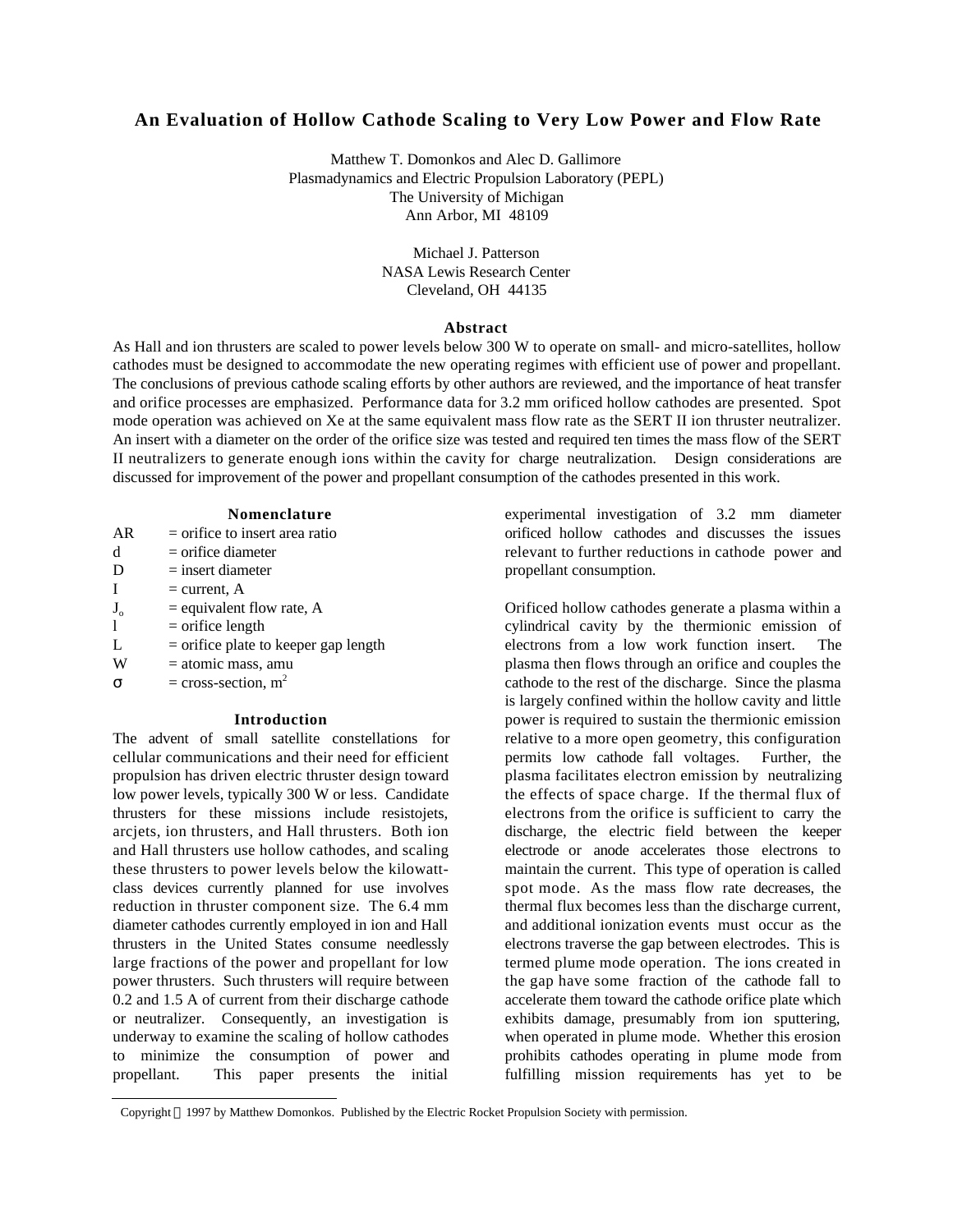# An Evaluation of Hollow Cathode Scaling to Very Low Power and Flow Rate

Matthew T. Domonkos and Alec D. Gallimore
Plasmadynamics and Electric Propulsion Laboratory (PEPL)
The University of Michigan
Ann Arbor, MI 48109

Michael J. Patterson
NASA Lewis Research Center
Cleveland, OH 44135

## Abstract

As Hall and ion thrusters are scaled to power levels below 300 W to operate on small- and micro-satellites, hollow cathodes must be designed to accommodate the new operating regimes with efficient use of power and propellant. The conclusions of previous cathode scaling efforts by other authors are reviewed, and the importance of heat transfer and orifice processes are emphasized. Performance data for 3.2 mm orificed hollow cathodes are presented. Spot mode operation was achieved on Xe at the same equivalent mass flow rate as the SERT II ion thruster neutralizer. An insert with a diameter on the order of the orifice size was tested and required ten times the mass flow of the SERT II neutralizers to generate enough ions within the cavity for charge neutralization. Design considerations are discussed for improvement of the power and propellant consumption of the cathodes presented in this work.

## Nomenclature

| | |
|---|---|
| AR | = orifice to insert area ratio |
| d | = orifice diameter |
| D | = insert diameter |
| I | = current, A |
| $J_o$ | = equivalent flow rate, A |
| l | = orifice length |
| L | = orifice plate to keeper gap length |
| W | = atomic mass, amu |
| $\sigma$ | = cross-section, $m^2$ |

## Introduction

The advent of small satellite constellations for cellular communications and their need for efficient propulsion has driven electric thruster design toward low power levels, typically 300 W or less. Candidate thrusters for these missions include resistojets, arcjets, ion thrusters, and Hall thrusters. Both ion and Hall thrusters use hollow cathodes, and scaling these thrusters to power levels below the kilowatt-class devices currently planned for use involves reduction in thruster component size. The 6.4 mm diameter cathodes currently employed in ion and Hall thrusters in the United States consume needlessly large fractions of the power and propellant for low power thrusters. Such thrusters will require between 0.2 and 1.5 A of current from their discharge cathode or neutralizer. Consequently, an investigation is underway to examine the scaling of hollow cathodes to minimize the consumption of power and propellant. This paper presents the initial experimental investigation of 3.2 mm diameter orificed hollow cathodes and discusses the issues relevant to further reductions in cathode power and propellant consumption.

Orificed hollow cathodes generate a plasma within a cylindrical cavity by the thermionic emission of electrons from a low work function insert. The plasma then flows through an orifice and couples the cathode to the rest of the discharge. Since the plasma is largely confined within the hollow cavity and little power is required to sustain the thermionic emission relative to a more open geometry, this configuration permits low cathode fall voltages. Further, the plasma facilitates electron emission by neutralizing the effects of space charge. If the thermal flux of electrons from the orifice is sufficient to carry the discharge, the electric field between the keeper electrode or anode accelerates those electrons to maintain the current. This type of operation is called spot mode. As the mass flow rate decreases, the thermal flux becomes less than the discharge current, and additional ionization events must occur as the electrons traverse the gap between electrodes. This is termed plume mode operation. The ions created in the gap have some fraction of the cathode fall to accelerate them toward the cathode orifice plate which exhibits damage, presumably from ion sputtering, when operated in plume mode. Whether this erosion prohibits cathodes operating in plume mode from fulfilling mission requirements has yet to be

Copyright © 1997 by Matthew Domonkos. Published by the Electric Rocket Propulsion Society with permission.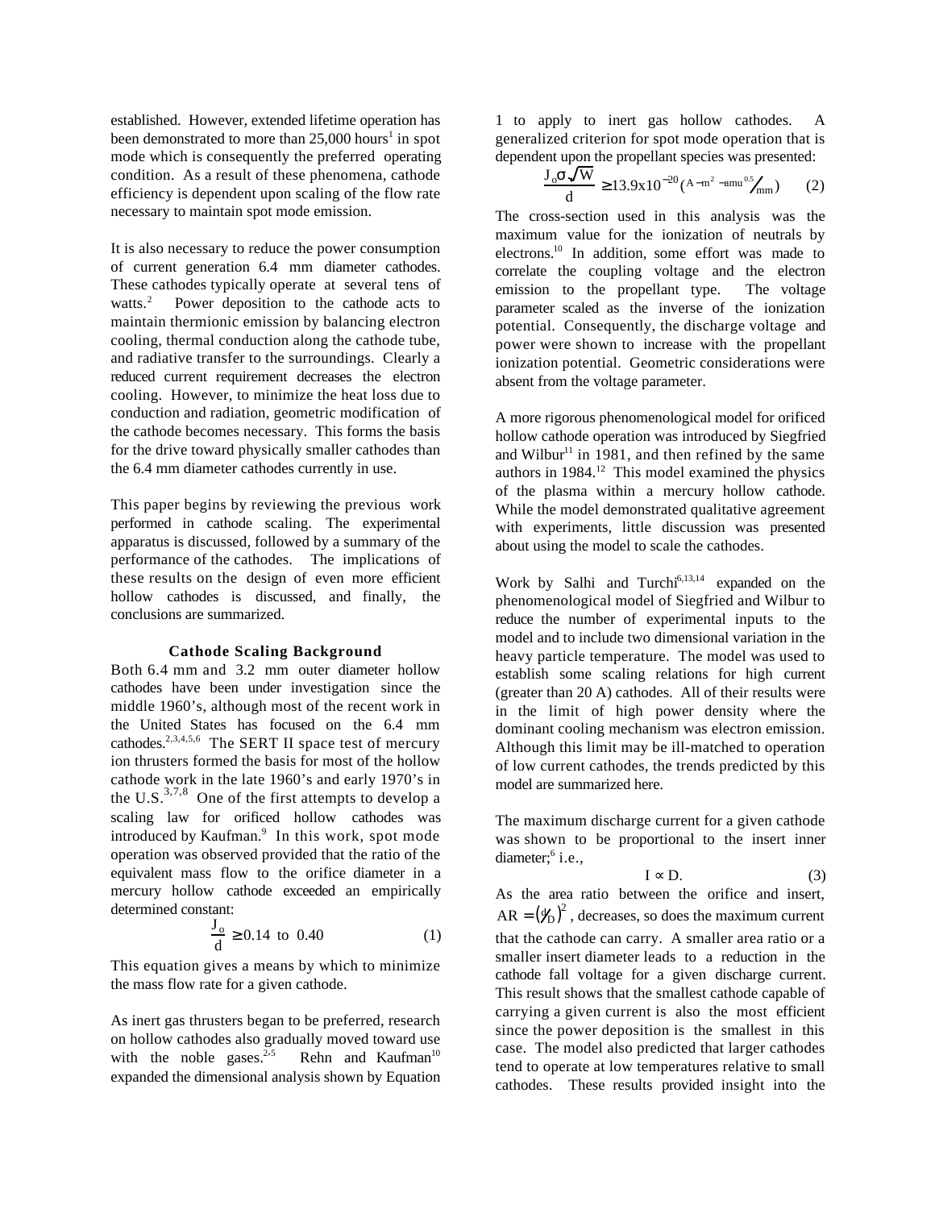established. However, extended lifetime operation has been demonstrated to more than 25,000 hours[1] in spot mode which is consequently the preferred operating condition. As a result of these phenomena, cathode efficiency is dependent upon scaling of the flow rate necessary to maintain spot mode emission.

It is also necessary to reduce the power consumption of current generation 6.4 mm diameter cathodes. These cathodes typically operate at several tens of watts.[2] Power deposition to the cathode acts to maintain thermionic emission by balancing electron cooling, thermal conduction along the cathode tube, and radiative transfer to the surroundings. Clearly a reduced current requirement decreases the electron cooling. However, to minimize the heat loss due to conduction and radiation, geometric modification of the cathode becomes necessary. This forms the basis for the drive toward physically smaller cathodes than the 6.4 mm diameter cathodes currently in use.

This paper begins by reviewing the previous work performed in cathode scaling. The experimental apparatus is discussed, followed by a summary of the performance of the cathodes. The implications of these results on the design of even more efficient hollow cathodes is discussed, and finally, the conclusions are summarized.

## Cathode Scaling Background

Both 6.4 mm and 3.2 mm outer diameter hollow cathodes have been under investigation since the middle 1960's, although most of the recent work in the United States has focused on the 6.4 mm cathodes.[2,3,4,5,6] The SERT II space test of mercury ion thrusters formed the basis for most of the hollow cathode work in the late 1960's and early 1970's in the U.S.[3,7,8] One of the first attempts to develop a scaling law for orificed hollow cathodes was introduced by Kaufman.[9] In this work, spot mode operation was observed provided that the ratio of the equivalent mass flow to the orifice diameter in a mercury hollow cathode exceeded an empirically determined constant:

$$\frac{J_o}{d} \geq 0.14 \text{ to } 0.40 \tag{1}$$

This equation gives a means by which to minimize the mass flow rate for a given cathode.

As inert gas thrusters began to be preferred, research on hollow cathodes also gradually moved toward use with the noble gases.[2,5] Rehn and Kaufman[10] expanded the dimensional analysis shown by Equation 1 to apply to inert gas hollow cathodes. A generalized criterion for spot mode operation that is dependent upon the propellant species was presented:

$$\frac{J_o \sigma \sqrt{W}}{d} \geq 13.9\text{x}10^{-20} \left( {}^{A-m^2-amu^{0.5}}\!/\!_{mm} \right) \tag{2}$$

The cross-section used in this analysis was the maximum value for the ionization of neutrals by electrons.[10] In addition, some effort was made to correlate the coupling voltage and the electron emission to the propellant type. The voltage parameter scaled as the inverse of the ionization potential. Consequently, the discharge voltage and power were shown to increase with the propellant ionization potential. Geometric considerations were absent from the voltage parameter.

A more rigorous phenomenological model for orificed hollow cathode operation was introduced by Siegfried and Wilbur[11] in 1981, and then refined by the same authors in 1984.[12] This model examined the physics of the plasma within a mercury hollow cathode. While the model demonstrated qualitative agreement with experiments, little discussion was presented about using the model to scale the cathodes.

Work by Salhi and Turchi[6,13,14] expanded on the phenomenological model of Siegfried and Wilbur to reduce the number of experimental inputs to the model and to include two dimensional variation in the heavy particle temperature. The model was used to establish some scaling relations for high current (greater than 20 A) cathodes. All of their results were in the limit of high power density where the dominant cooling mechanism was electron emission. Although this limit may be ill-matched to operation of low current cathodes, the trends predicted by this model are summarized here.

The maximum discharge current for a given cathode was shown to be proportional to the insert inner diameter;[6] i.e.,

$$I \propto D. \tag{3}$$

As the area ratio between the orifice and insert, $AR = \left( {}^{d}\!/\!_{D} \right)^2$, decreases, so does the maximum current that the cathode can carry. A smaller area ratio or a smaller insert diameter leads to a reduction in the cathode fall voltage for a given discharge current. This result shows that the smallest cathode capable of carrying a given current is also the most efficient since the power deposition is the smallest in this case. The model also predicted that larger cathodes tend to operate at low temperatures relative to small cathodes. These results provided insight into the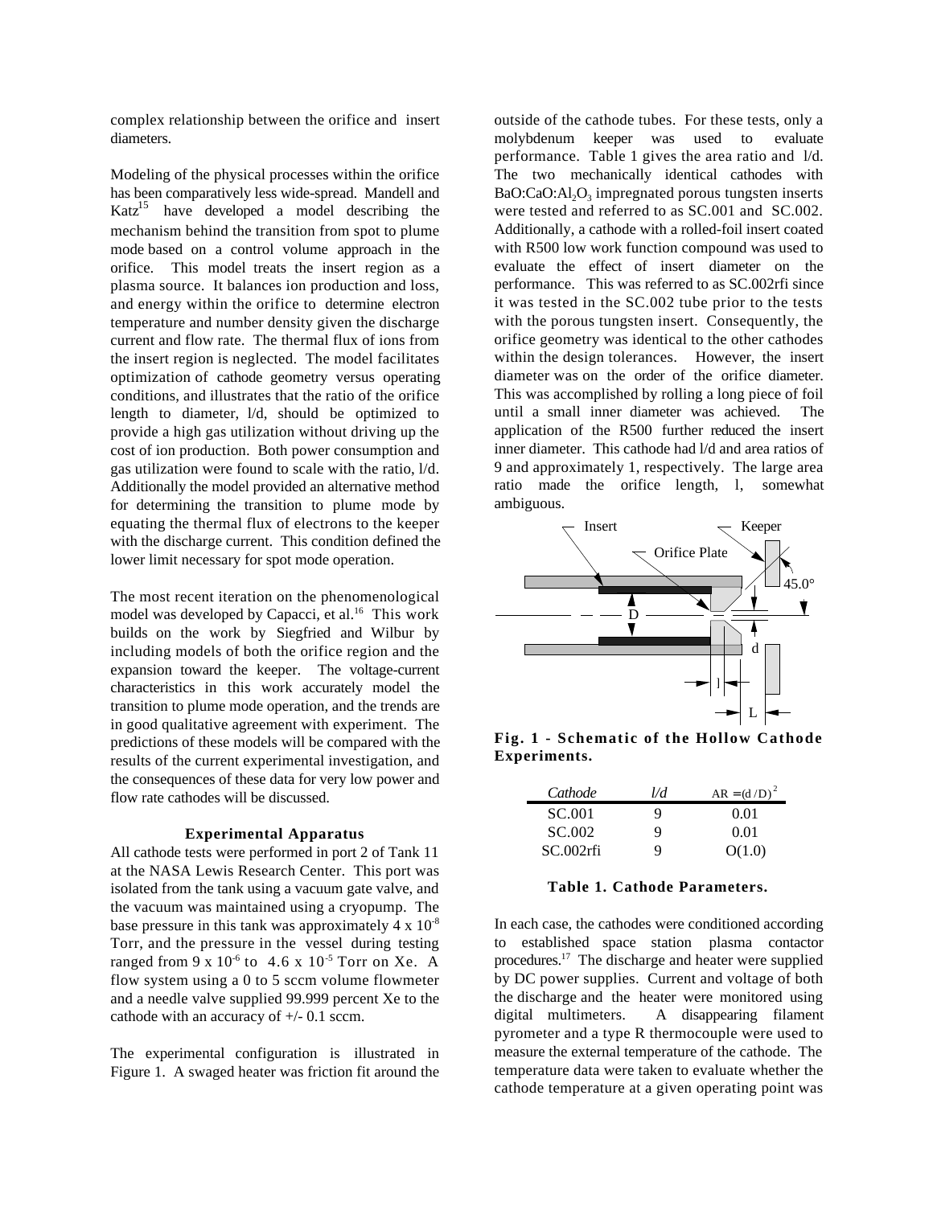complex relationship between the orifice and insert diameters.

Modeling of the physical processes within the orifice has been comparatively less wide-spread. Mandell and Katz[15] have developed a model describing the mechanism behind the transition from spot to plume mode based on a control volume approach in the orifice. This model treats the insert region as a plasma source. It balances ion production and loss, and energy within the orifice to determine electron temperature and number density given the discharge current and flow rate. The thermal flux of ions from the insert region is neglected. The model facilitates optimization of cathode geometry versus operating conditions, and illustrates that the ratio of the orifice length to diameter, l/d, should be optimized to provide a high gas utilization without driving up the cost of ion production. Both power consumption and gas utilization were found to scale with the ratio, l/d. Additionally the model provided an alternative method for determining the transition to plume mode by equating the thermal flux of electrons to the keeper with the discharge current. This condition defined the lower limit necessary for spot mode operation.

The most recent iteration on the phenomenological model was developed by Capacci, et al.[16] This work builds on the work by Siegfried and Wilbur by including models of both the orifice region and the expansion toward the keeper. The voltage-current characteristics in this work accurately model the transition to plume mode operation, and the trends are in good qualitative agreement with experiment. The predictions of these models will be compared with the results of the current experimental investigation, and the consequences of these data for very low power and flow rate cathodes will be discussed.

## Experimental Apparatus

All cathode tests were performed in port 2 of Tank 11 at the NASA Lewis Research Center. This port was isolated from the tank using a vacuum gate valve, and the vacuum was maintained using a cryopump. The base pressure in this tank was approximately $4 \times 10^{-8}$ Torr, and the pressure in the vessel during testing ranged from $9 \times 10^{-6}$ to $4.6 \times 10^{-5}$ Torr on Xe. A flow system using a 0 to 5 sccm volume flowmeter and a needle valve supplied 99.999 percent Xe to the cathode with an accuracy of +/- 0.1 sccm.

The experimental configuration is illustrated in Figure 1. A swaged heater was friction fit around the outside of the cathode tubes. For these tests, only a molybdenum keeper was used to evaluate performance. Table 1 gives the area ratio and l/d. The two mechanically identical cathodes with $BaO:CaO:Al_2O_3$ impregnated porous tungsten inserts were tested and referred to as SC.001 and SC.002. Additionally, a cathode with a rolled-foil insert coated with R500 low work function compound was used to evaluate the effect of insert diameter on the performance. This was referred to as SC.002rfi since it was tested in the SC.002 tube prior to the tests with the porous tungsten insert. Consequently, the orifice geometry was identical to the other cathodes within the design tolerances. However, the insert diameter was on the order of the orifice diameter. This was accomplished by rolling a long piece of foil until a small inner diameter was achieved. The application of the R500 further reduced the insert inner diameter. This cathode had l/d and area ratios of 9 and approximately 1, respectively. The large area ratio made the orifice length, l, somewhat ambiguous.

**Fig. 1 - Schematic of the Hollow Cathode Experiments.**

| *Cathode* | *l/d* | $AR = (d/D)^2$ |
|---|---|---|
| SC.001 | 9 | 0.01 |
| SC.002 | 9 | 0.01 |
| SC.002rfi | 9 | O(1.0) |

**Table 1. Cathode Parameters.**

In each case, the cathodes were conditioned according to established space station plasma contactor procedures.[17] The discharge and heater were supplied by DC power supplies. Current and voltage of both the discharge and the heater were monitored using digital multimeters. A disappearing filament pyrometer and a type R thermocouple were used to measure the external temperature of the cathode. The temperature data were taken to evaluate whether the cathode temperature at a given operating point was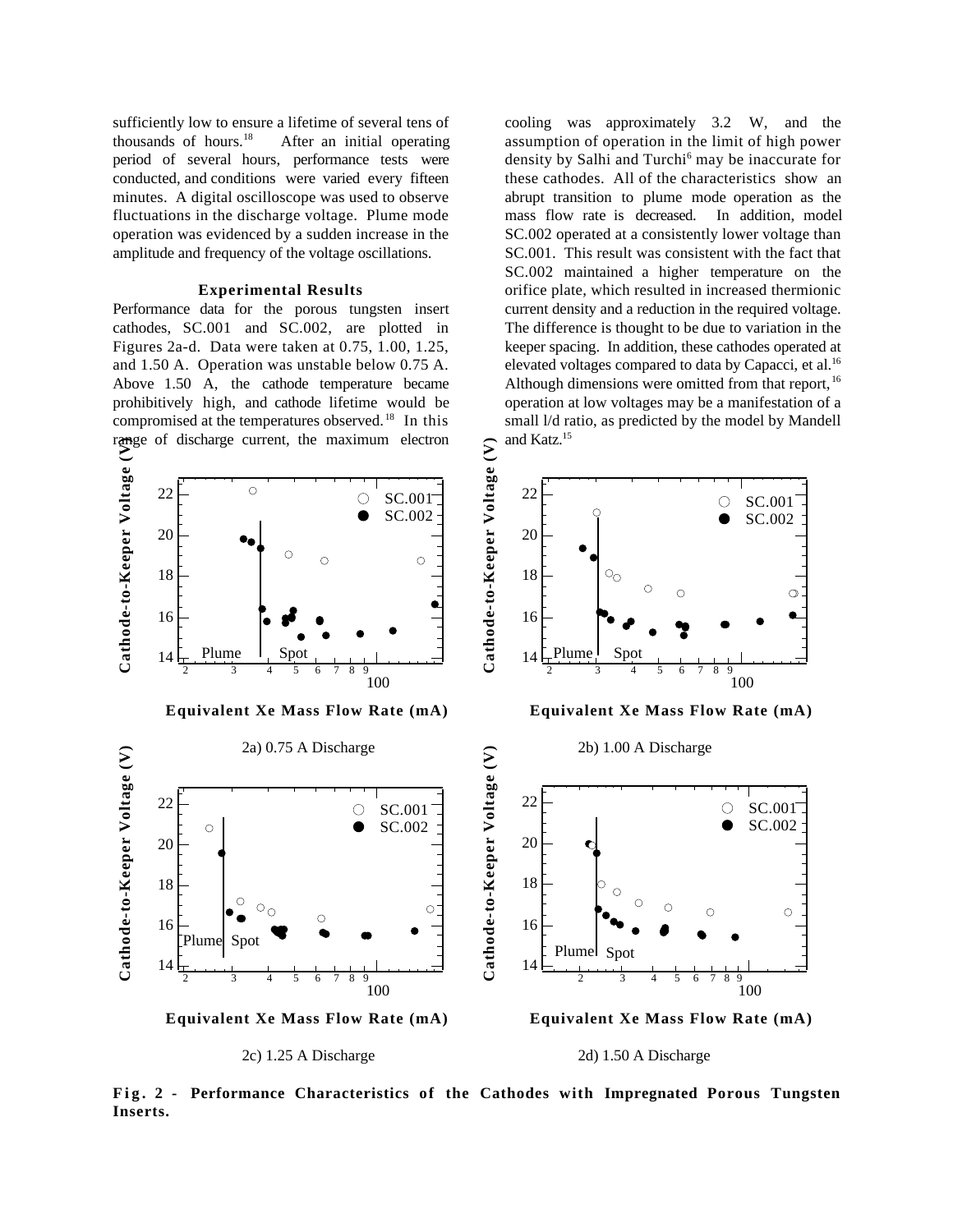sufficiently low to ensure a lifetime of several tens of thousands of hours.[18] After an initial operating period of several hours, performance tests were conducted, and conditions were varied every fifteen minutes. A digital oscilloscope was used to observe fluctuations in the discharge voltage. Plume mode operation was evidenced by a sudden increase in the amplitude and frequency of the voltage oscillations.

### Experimental Results

Performance data for the porous tungsten insert cathodes, SC.001 and SC.002, are plotted in Figures 2a-d. Data were taken at 0.75, 1.00, 1.25, and 1.50 A. Operation was unstable below 0.75 A. Above 1.50 A, the cathode temperature became prohibitively high, and cathode lifetime would be compromised at the temperatures observed.[18] In this range of discharge current, the maximum electron cooling was approximately 3.2 W, and the assumption of operation in the limit of high power density by Salhi and Turchi[6] may be inaccurate for these cathodes. All of the characteristics show an abrupt transition to plume mode operation as the mass flow rate is decreased. In addition, model SC.002 operated at a consistently lower voltage than SC.001. This result was consistent with the fact that SC.002 maintained a higher temperature on the orifice plate, which resulted in increased thermionic current density and a reduction in the required voltage. The difference is thought to be due to variation in the keeper spacing. In addition, these cathodes operated at elevated voltages compared to data by Capacci, et al.[16] Although dimensions were omitted from that report,[16] operation at low voltages may be a manifestation of a small l/d ratio, as predicted by the model by Mandell and Katz.[15]

2a) 0.75 A Discharge

2b) 1.00 A Discharge

2c) 1.25 A Discharge

2d) 1.50 A Discharge

**Fig. 2 - Performance Characteristics of the Cathodes with Impregnated Porous Tungsten Inserts.**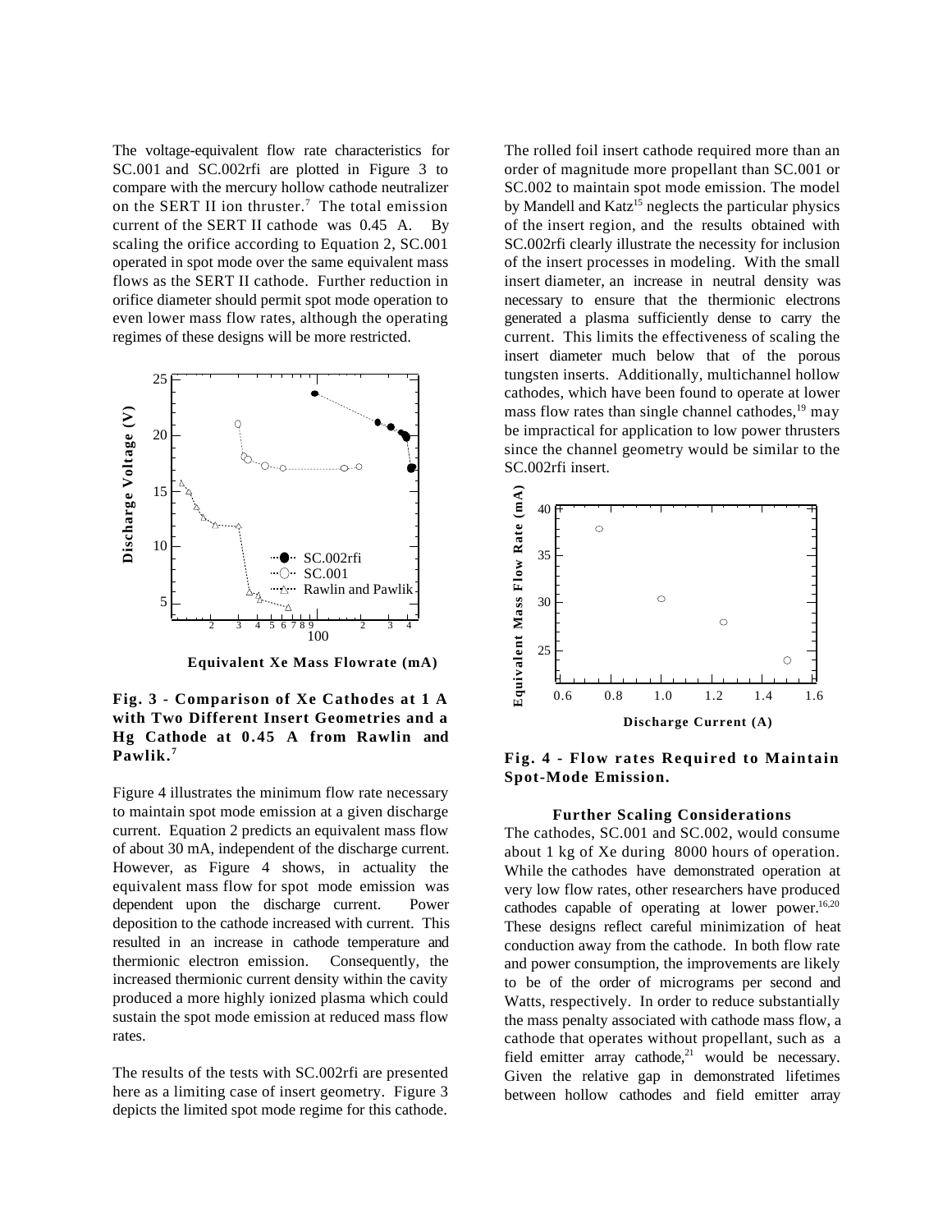The voltage-equivalent flow rate characteristics for SC.001 and SC.002rfi are plotted in Figure 3 to compare with the mercury hollow cathode neutralizer on the SERT II ion thruster.[7] The total emission current of the SERT II cathode was 0.45 A. By scaling the orifice according to Equation 2, SC.001 operated in spot mode over the same equivalent mass flows as the SERT II cathode. Further reduction in orifice diameter should permit spot mode operation to even lower mass flow rates, although the operating regimes of these designs will be more restricted.

**Fig. 3 - Comparison of Xe Cathodes at 1 A with Two Different Insert Geometries and a Hg Cathode at 0.45 A from Rawlin and Pawlik.[7]**

Figure 4 illustrates the minimum flow rate necessary to maintain spot mode emission at a given discharge current. Equation 2 predicts an equivalent mass flow of about 30 mA, independent of the discharge current. However, as Figure 4 shows, in actuality the equivalent mass flow for spot mode emission was dependent upon the discharge current. Power deposition to the cathode increased with current. This resulted in an increase in cathode temperature and thermionic electron emission. Consequently, the increased thermionic current density within the cavity produced a more highly ionized plasma which could sustain the spot mode emission at reduced mass flow rates.

The results of the tests with SC.002rfi are presented here as a limiting case of insert geometry. Figure 3 depicts the limited spot mode regime for this cathode. The rolled foil insert cathode required more than an order of magnitude more propellant than SC.001 or SC.002 to maintain spot mode emission. The model by Mandell and Katz[15] neglects the particular physics of the insert region, and the results obtained with SC.002rfi clearly illustrate the necessity for inclusion of the insert processes in modeling. With the small insert diameter, an increase in neutral density was necessary to ensure that the thermionic electrons generated a plasma sufficiently dense to carry the current. This limits the effectiveness of scaling the insert diameter much below that of the porous tungsten inserts. Additionally, multichannel hollow cathodes, which have been found to operate at lower mass flow rates than single channel cathodes,[19] may be impractical for application to low power thrusters since the channel geometry would be similar to the SC.002rfi insert.

**Fig. 4 - Flow rates Required to Maintain Spot-Mode Emission.**

### Further Scaling Considerations

The cathodes, SC.001 and SC.002, would consume about 1 kg of Xe during 8000 hours of operation. While the cathodes have demonstrated operation at very low flow rates, other researchers have produced cathodes capable of operating at lower power.[16,20] These designs reflect careful minimization of heat conduction away from the cathode. In both flow rate and power consumption, the improvements are likely to be of the order of micrograms per second and Watts, respectively. In order to reduce substantially the mass penalty associated with cathode mass flow, a cathode that operates without propellant, such as a field emitter array cathode,[21] would be necessary. Given the relative gap in demonstrated lifetimes between hollow cathodes and field emitter array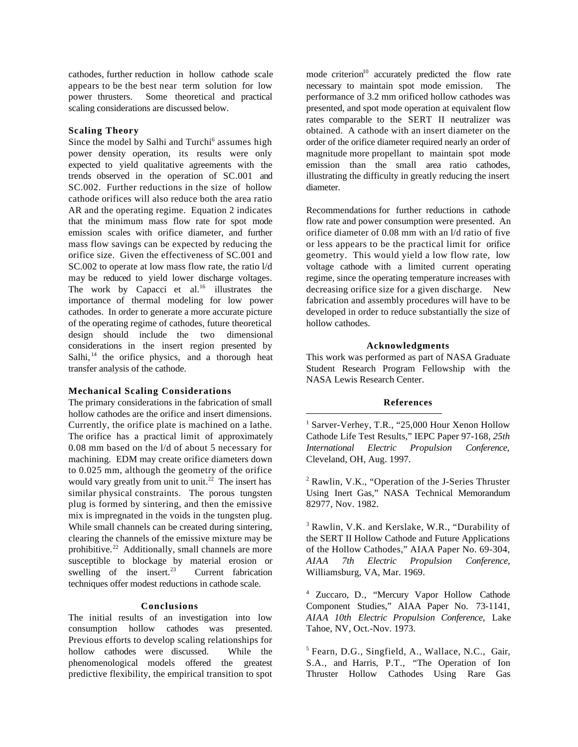cathodes, further reduction in hollow cathode scale appears to be the best near term solution for low power thrusters. Some theoretical and practical scaling considerations are discussed below.

### Scaling Theory

Since the model by Salhi and Turchi[6] assumes high power density operation, its results were only expected to yield qualitative agreements with the trends observed in the operation of SC.001 and SC.002. Further reductions in the size of hollow cathode orifices will also reduce both the area ratio AR and the operating regime. Equation 2 indicates that the minimum mass flow rate for spot mode emission scales with orifice diameter, and further mass flow savings can be expected by reducing the orifice size. Given the effectiveness of SC.001 and SC.002 to operate at low mass flow rate, the ratio l/d may be reduced to yield lower discharge voltages. The work by Capacci et al.[16] illustrates the importance of thermal modeling for low power cathodes. In order to generate a more accurate picture of the operating regime of cathodes, future theoretical design should include the two dimensional considerations in the insert region presented by Salhi,[14] the orifice physics, and a thorough heat transfer analysis of the cathode.

### Mechanical Scaling Considerations

The primary considerations in the fabrication of small hollow cathodes are the orifice and insert dimensions. Currently, the orifice plate is machined on a lathe. The orifice has a practical limit of approximately 0.08 mm based on the l/d of about 5 necessary for machining. EDM may create orifice diameters down to 0.025 mm, although the geometry of the orifice would vary greatly from unit to unit.[22] The insert has similar physical constraints. The porous tungsten plug is formed by sintering, and then the emissive mix is impregnated in the voids in the tungsten plug. While small channels can be created during sintering, clearing the channels of the emissive mixture may be prohibitive.[22] Additionally, small channels are more susceptible to blockage by material erosion or swelling of the insert.[23] Current fabrication techniques offer modest reductions in cathode scale.

## Conclusions

The initial results of an investigation into low consumption hollow cathodes was presented. Previous efforts to develop scaling relationships for hollow cathodes were discussed. While the phenomenological models offered the greatest predictive flexibility, the empirical transition to spot mode criterion[10] accurately predicted the flow rate necessary to maintain spot mode emission. The performance of 3.2 mm orificed hollow cathodes was presented, and spot mode operation at equivalent flow rates comparable to the SERT II neutralizer was obtained. A cathode with an insert diameter on the order of the orifice diameter required nearly an order of magnitude more propellant to maintain spot mode emission than the small area ratio cathodes, illustrating the difficulty in greatly reducing the insert diameter.

Recommendations for further reductions in cathode flow rate and power consumption were presented. An orifice diameter of 0.08 mm with an l/d ratio of five or less appears to be the practical limit for orifice geometry. This would yield a low flow rate, low voltage cathode with a limited current operating regime, since the operating temperature increases with decreasing orifice size for a given discharge. New fabrication and assembly procedures will have to be developed in order to reduce substantially the size of hollow cathodes.

## Acknowledgments

This work was performed as part of NASA Graduate Student Research Program Fellowship with the NASA Lewis Research Center.

## References

[1] Sarver-Verhey, T.R., "25,000 Hour Xenon Hollow Cathode Life Test Results," IEPC Paper 97-168, *25th International Electric Propulsion Conference*, Cleveland, OH, Aug. 1997.

[2] Rawlin, V.K., "Operation of the J-Series Thruster Using Inert Gas," NASA Technical Memorandum 82977, Nov. 1982.

[3] Rawlin, V.K. and Kerslake, W.R., "Durability of the SERT II Hollow Cathode and Future Applications of the Hollow Cathodes," AIAA Paper No. 69-304, *AIAA 7th Electric Propulsion Conference*, Williamsburg, VA, Mar. 1969.

[4] Zuccaro, D., "Mercury Vapor Hollow Cathode Component Studies," AIAA Paper No. 73-1141, *AIAA 10th Electric Propulsion Conference*, Lake Tahoe, NV, Oct.-Nov. 1973.

[5] Fearn, D.G., Singfield, A., Wallace, N.C., Gair, S.A., and Harris, P.T., "The Operation of Ion Thruster Hollow Cathodes Using Rare Gas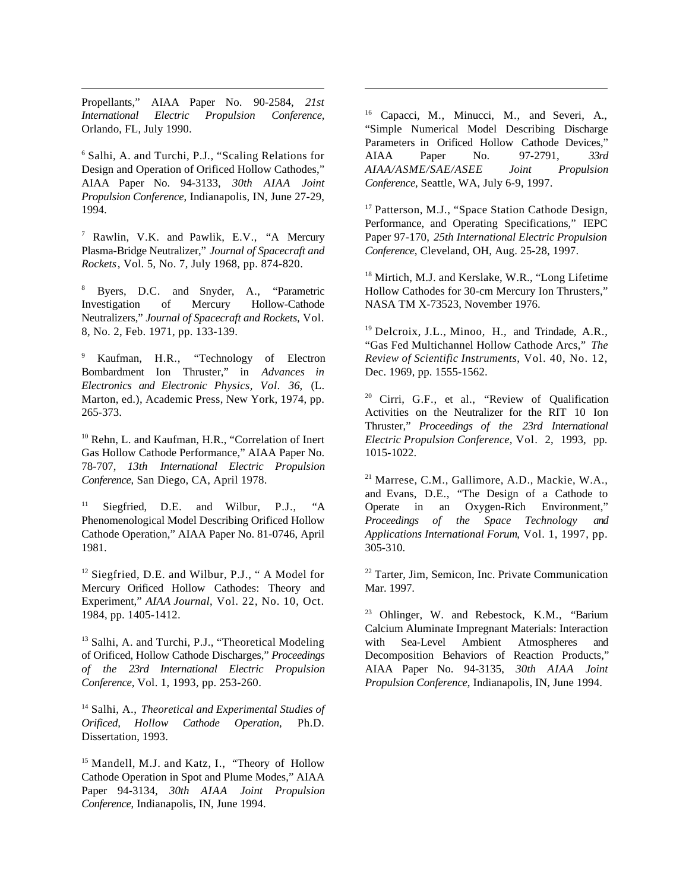Propellants," AIAA Paper No. 90-2584, *21st International Electric Propulsion Conference*, Orlando, FL, July 1990.

[6] Salhi, A. and Turchi, P.J., "Scaling Relations for Design and Operation of Orificed Hollow Cathodes," AIAA Paper No. 94-3133, *30th AIAA Joint Propulsion Conference*, Indianapolis, IN, June 27-29, 1994.

[7] Rawlin, V.K. and Pawlik, E.V., "A Mercury Plasma-Bridge Neutralizer," *Journal of Spacecraft and Rockets*, Vol. 5, No. 7, July 1968, pp. 874-820.

[8] Byers, D.C. and Snyder, A., "Parametric Investigation of Mercury Hollow-Cathode Neutralizers," *Journal of Spacecraft and Rockets*, Vol. 8, No. 2, Feb. 1971, pp. 133-139.

[9] Kaufman, H.R., "Technology of Electron Bombardment Ion Thruster," in *Advances in Electronics and Electronic Physics, Vol. 36*, (L. Marton, ed.), Academic Press, New York, 1974, pp. 265-373.

[10] Rehn, L. and Kaufman, H.R., "Correlation of Inert Gas Hollow Cathode Performance," AIAA Paper No. 78-707, *13th International Electric Propulsion Conference*, San Diego, CA, April 1978.

[11] Siegfried, D.E. and Wilbur, P.J., "A Phenomenological Model Describing Orificed Hollow Cathode Operation," AIAA Paper No. 81-0746, April 1981.

[12] Siegfried, D.E. and Wilbur, P.J., " A Model for Mercury Orificed Hollow Cathodes: Theory and Experiment," *AIAA Journal*, Vol. 22, No. 10, Oct. 1984, pp. 1405-1412.

[13] Salhi, A. and Turchi, P.J., "Theoretical Modeling of Orificed, Hollow Cathode Discharges," *Proceedings of the 23rd International Electric Propulsion Conference*, Vol. 1, 1993, pp. 253-260.

[14] Salhi, A., *Theoretical and Experimental Studies of Orificed, Hollow Cathode Operation,* Ph.D. Dissertation, 1993.

[15] Mandell, M.J. and Katz, I., "Theory of Hollow Cathode Operation in Spot and Plume Modes," AIAA Paper 94-3134, *30th AIAA Joint Propulsion Conference*, Indianapolis, IN, June 1994.

[16] Capacci, M., Minucci, M., and Severi, A., "Simple Numerical Model Describing Discharge Parameters in Orificed Hollow Cathode Devices," AIAA Paper No. 97-2791, *33rd AIAA/ASME/SAE/ASEE Joint Propulsion Conference*, Seattle, WA, July 6-9, 1997.

[17] Patterson, M.J., "Space Station Cathode Design, Performance, and Operating Specifications," IEPC Paper 97-170, *25th International Electric Propulsion Conference*, Cleveland, OH, Aug. 25-28, 1997.

[18] Mirtich, M.J. and Kerslake, W.R., "Long Lifetime Hollow Cathodes for 30-cm Mercury Ion Thrusters," NASA TM X-73523, November 1976.

[19] Delcroix, J.L., Minoo, H., and Trindade, A.R., "Gas Fed Multichannel Hollow Cathode Arcs," *The Review of Scientific Instruments*, Vol. 40, No. 12, Dec. 1969, pp. 1555-1562.

[20] Cirri, G.F., et al., "Review of Qualification Activities on the Neutralizer for the RIT 10 Ion Thruster," *Proceedings of the 23rd International Electric Propulsion Conference*, Vol. 2, 1993, pp. 1015-1022.

[21] Marrese, C.M., Gallimore, A.D., Mackie, W.A., and Evans, D.E., "The Design of a Cathode to Operate in an Oxygen-Rich Environment," *Proceedings of the Space Technology and Applications International Forum*, Vol. 1, 1997, pp. 305-310.

[22] Tarter, Jim, Semicon, Inc. Private Communication Mar. 1997.

[23] Ohlinger, W. and Rebestock, K.M., "Barium Calcium Aluminate Impregnant Materials: Interaction with Sea-Level Ambient Atmospheres and Decomposition Behaviors of Reaction Products," AIAA Paper No. 94-3135, *30th AIAA Joint Propulsion Conference*, Indianapolis, IN, June 1994.